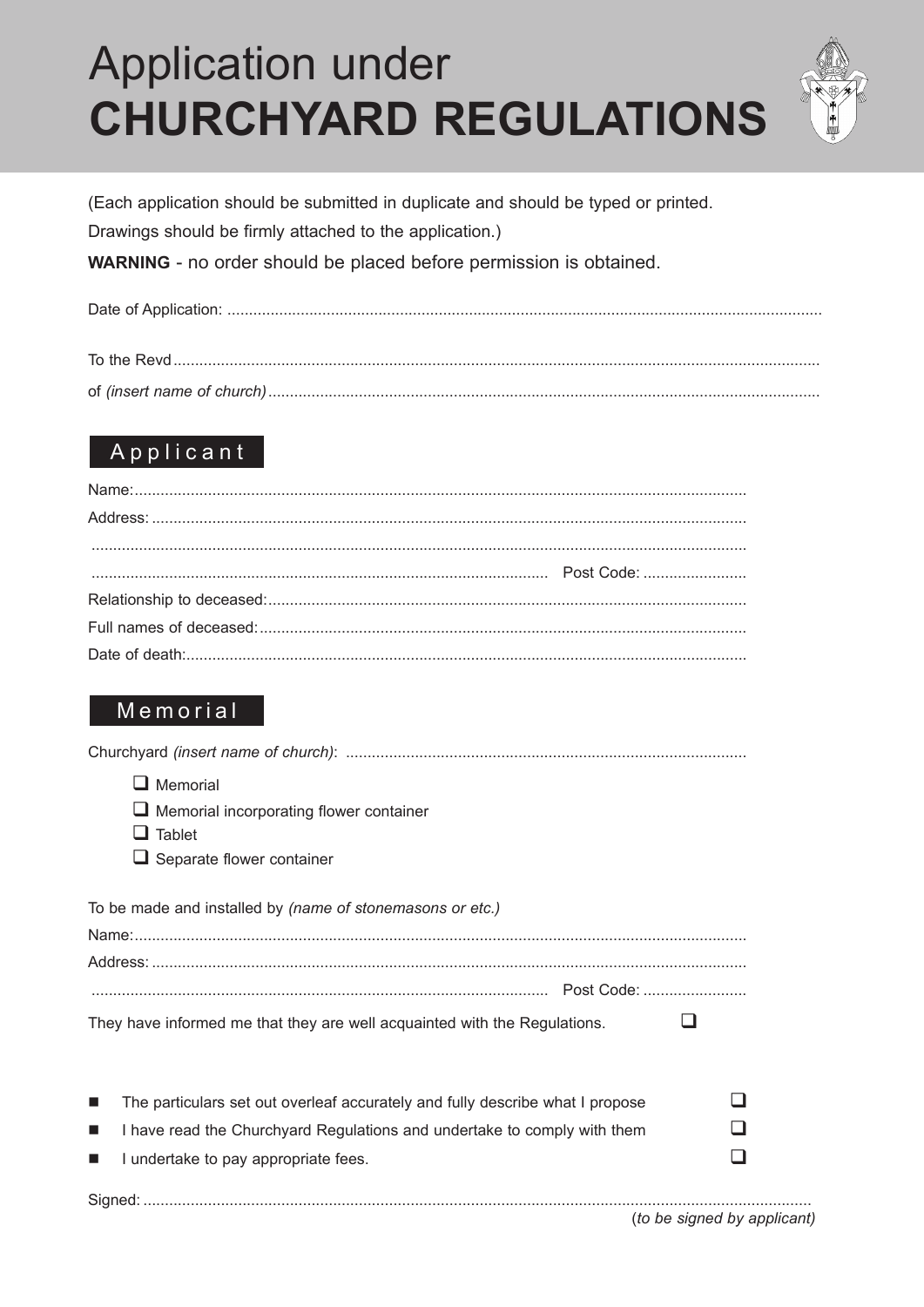# Application under **CHURCHYARD REGULATIONS**

(Each application should be submitted in duplicate and should be typed or printed.
Drawings should be firmly attached to the application.)

**WARNING** - no order should be placed before permission is obtained.

Date of Application: ..............................................................................................................................................

To the Revd ..............................................................................................................................................

of *(insert name of church)* ..............................................................................................................................

## Applicant

Name: ..............................................................................................................................................

Address: ..............................................................................................................................................

..............................................................................................................................................

.............................................................................................. Post Code: ........................

Relationship to deceased: ..............................................................................................................

Full names of deceased: ..............................................................................................................

Date of death: ..............................................................................................................................

## Memorial

Churchyard *(insert name of church)*: ..........................................................................................

- ☐ Memorial
- ☐ Memorial incorporating flower container
- ☐ Tablet
- ☐ Separate flower container

To be made and installed by *(name of stonemasons or etc.)*

Name: ..............................................................................................................................................

Address: ..............................................................................................................................................

.............................................................................................. Post Code: ........................

They have informed me that they are well acquainted with the Regulations. ☐

- The particulars set out overleaf accurately and fully describe what I propose ☐
- I have read the Churchyard Regulations and undertake to comply with them ☐
- I undertake to pay appropriate fees. ☐

Signed: ..............................................................................................................................................

(*to be signed by applicant*)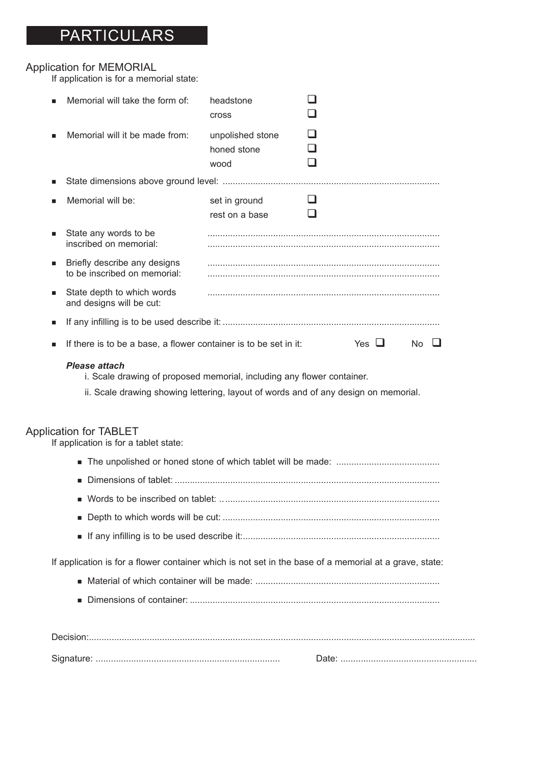# PARTICULARS

## Application for MEMORIAL

If application is for a memorial state:

- Memorial will take the form of: headstone ☐ cross ☐
- Memorial will it be made from: unpolished stone ☐ honed stone ☐ wood ☐
- State dimensions above ground level: ....................................................................................
- Memorial will be: set in ground ☐ rest on a base ☐
- State any words to be inscribed on memorial: ..........................................................................................
..........................................................................................
- Briefly describe any designs to be inscribed on memorial: ..........................................................................................
..........................................................................................
- State depth to which words and designs will be cut: ..........................................................................................
- If any infilling is to be used describe it: ....................................................................................
- If there is to be a base, a flower container is to be set in it: Yes ☐ No ☐

***Please attach***

i. Scale drawing of proposed memorial, including any flower container.

ii. Scale drawing showing lettering, layout of words and of any design on memorial.

## Application for TABLET

If application is for a tablet state:

- The unpolished or honed stone of which tablet will be made: .........................................
- Dimensions of tablet: ........................................................................................................
- Words to be inscribed on tablet: .. ...................................................................................
- Depth to which words will be cut: .....................................................................................
- If any infilling is to be used describe it:.............................................................................

If application is for a flower container which is not set in the base of a memorial at a grave, state:

- Material of which container will be made: ........................................................................
- Dimensions of container: .................................................................................................

Decision:.......................................................................................................................................................

Signature: ........................................................................ Date: .....................................................